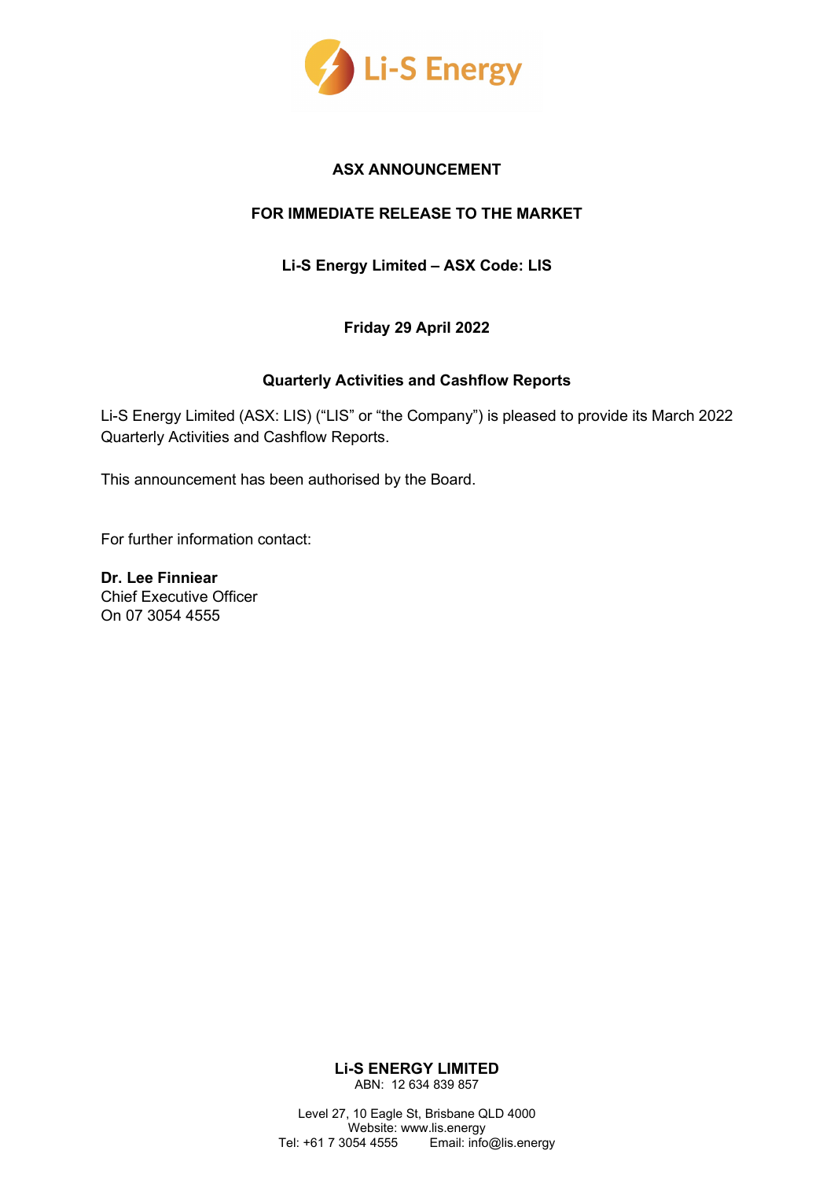**ASX ANNOUNCEMENT**

**FOR IMMEDIATE RELEASE TO THE MARKET**

**Li-S Energy Limited – ASX Code: LIS**

**Friday 29 April 2022**

**Quarterly Activities and Cashflow Reports**

Li-S Energy Limited (ASX: LIS) ("LIS" or "the Company") is pleased to provide its March 2022 Quarterly Activities and Cashflow Reports.

This announcement has been authorised by the Board.

For further information contact:

**Dr. Lee Finniear**
Chief Executive Officer
On 07 3054 4555

**Li-S ENERGY LIMITED**
ABN: 12 634 839 857

Level 27, 10 Eagle St, Brisbane QLD 4000
Website: www.lis.energy
Tel: +61 7 3054 4555 Email: info@lis.energy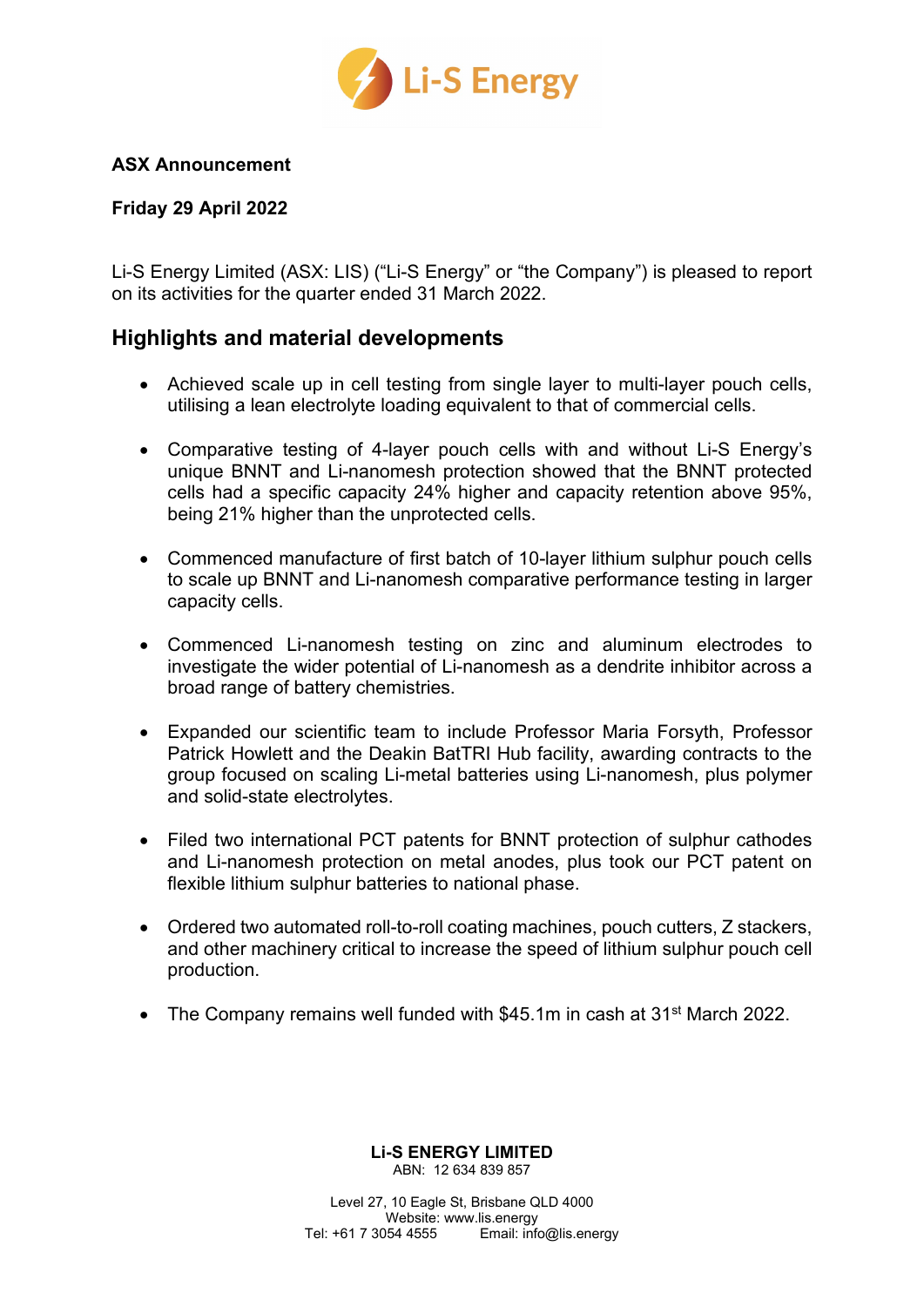**ASX Announcement**

**Friday 29 April 2022**

Li-S Energy Limited (ASX: LIS) ("Li-S Energy" or "the Company") is pleased to report on its activities for the quarter ended 31 March 2022.

## Highlights and material developments

- Achieved scale up in cell testing from single layer to multi-layer pouch cells, utilising a lean electrolyte loading equivalent to that of commercial cells.
- Comparative testing of 4-layer pouch cells with and without Li-S Energy's unique BNNT and Li-nanomesh protection showed that the BNNT protected cells had a specific capacity 24% higher and capacity retention above 95%, being 21% higher than the unprotected cells.
- Commenced manufacture of first batch of 10-layer lithium sulphur pouch cells to scale up BNNT and Li-nanomesh comparative performance testing in larger capacity cells.
- Commenced Li-nanomesh testing on zinc and aluminum electrodes to investigate the wider potential of Li-nanomesh as a dendrite inhibitor across a broad range of battery chemistries.
- Expanded our scientific team to include Professor Maria Forsyth, Professor Patrick Howlett and the Deakin BatTRI Hub facility, awarding contracts to the group focused on scaling Li-metal batteries using Li-nanomesh, plus polymer and solid-state electrolytes.
- Filed two international PCT patents for BNNT protection of sulphur cathodes and Li-nanomesh protection on metal anodes, plus took our PCT patent on flexible lithium sulphur batteries to national phase.
- Ordered two automated roll-to-roll coating machines, pouch cutters, Z stackers, and other machinery critical to increase the speed of lithium sulphur pouch cell production.
- The Company remains well funded with $45.1m in cash at 31st March 2022.

**Li-S ENERGY LIMITED**
ABN: 12 634 839 857

Level 27, 10 Eagle St, Brisbane QLD 4000
Website: www.lis.energy
Tel: +61 7 3054 4555 Email: info@lis.energy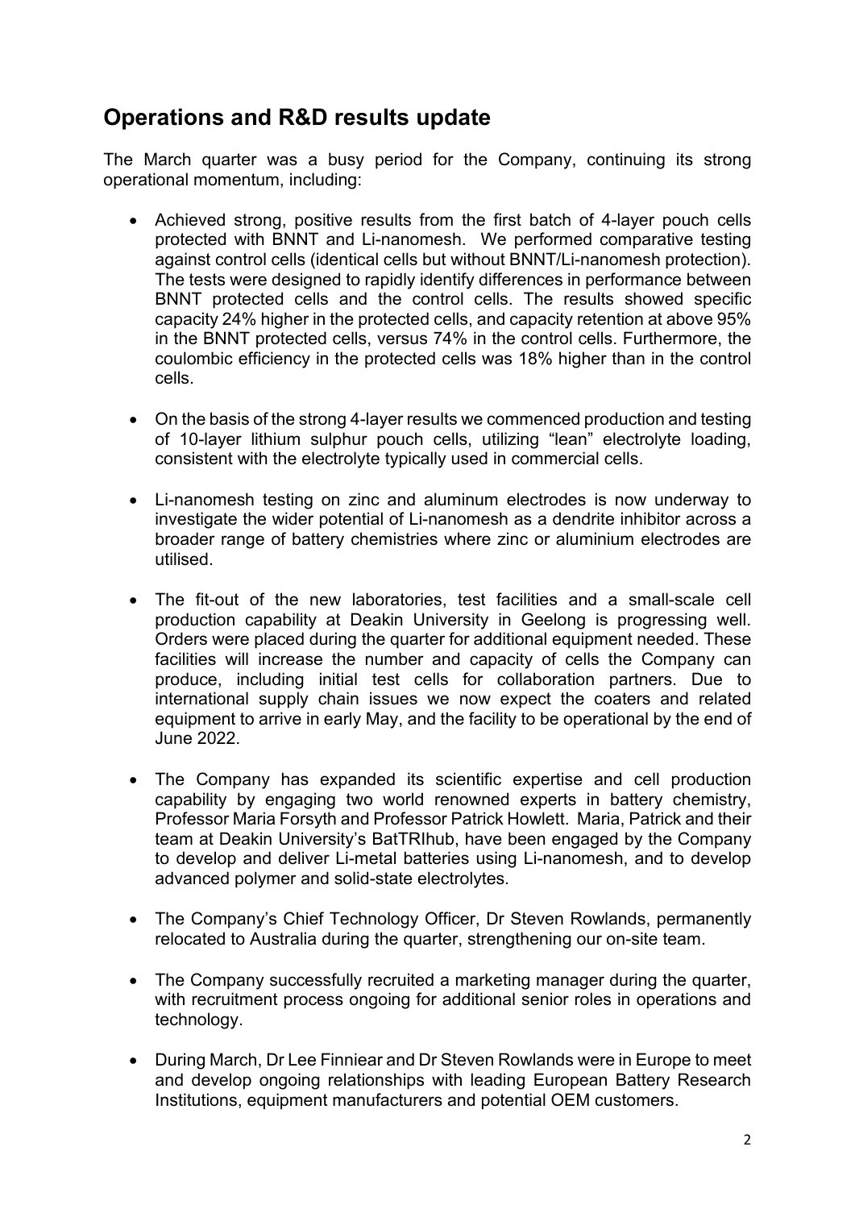## Operations and R&D results update

The March quarter was a busy period for the Company, continuing its strong operational momentum, including:

- Achieved strong, positive results from the first batch of 4-layer pouch cells protected with BNNT and Li-nanomesh. We performed comparative testing against control cells (identical cells but without BNNT/Li-nanomesh protection). The tests were designed to rapidly identify differences in performance between BNNT protected cells and the control cells. The results showed specific capacity 24% higher in the protected cells, and capacity retention at above 95% in the BNNT protected cells, versus 74% in the control cells. Furthermore, the coulombic efficiency in the protected cells was 18% higher than in the control cells.
- On the basis of the strong 4-layer results we commenced production and testing of 10-layer lithium sulphur pouch cells, utilizing "lean" electrolyte loading, consistent with the electrolyte typically used in commercial cells.
- Li-nanomesh testing on zinc and aluminum electrodes is now underway to investigate the wider potential of Li-nanomesh as a dendrite inhibitor across a broader range of battery chemistries where zinc or aluminium electrodes are utilised.
- The fit-out of the new laboratories, test facilities and a small-scale cell production capability at Deakin University in Geelong is progressing well. Orders were placed during the quarter for additional equipment needed. These facilities will increase the number and capacity of cells the Company can produce, including initial test cells for collaboration partners. Due to international supply chain issues we now expect the coaters and related equipment to arrive in early May, and the facility to be operational by the end of June 2022.
- The Company has expanded its scientific expertise and cell production capability by engaging two world renowned experts in battery chemistry, Professor Maria Forsyth and Professor Patrick Howlett. Maria, Patrick and their team at Deakin University's BatTRIhub, have been engaged by the Company to develop and deliver Li-metal batteries using Li-nanomesh, and to develop advanced polymer and solid-state electrolytes.
- The Company's Chief Technology Officer, Dr Steven Rowlands, permanently relocated to Australia during the quarter, strengthening our on-site team.
- The Company successfully recruited a marketing manager during the quarter, with recruitment process ongoing for additional senior roles in operations and technology.
- During March, Dr Lee Finniear and Dr Steven Rowlands were in Europe to meet and develop ongoing relationships with leading European Battery Research Institutions, equipment manufacturers and potential OEM customers.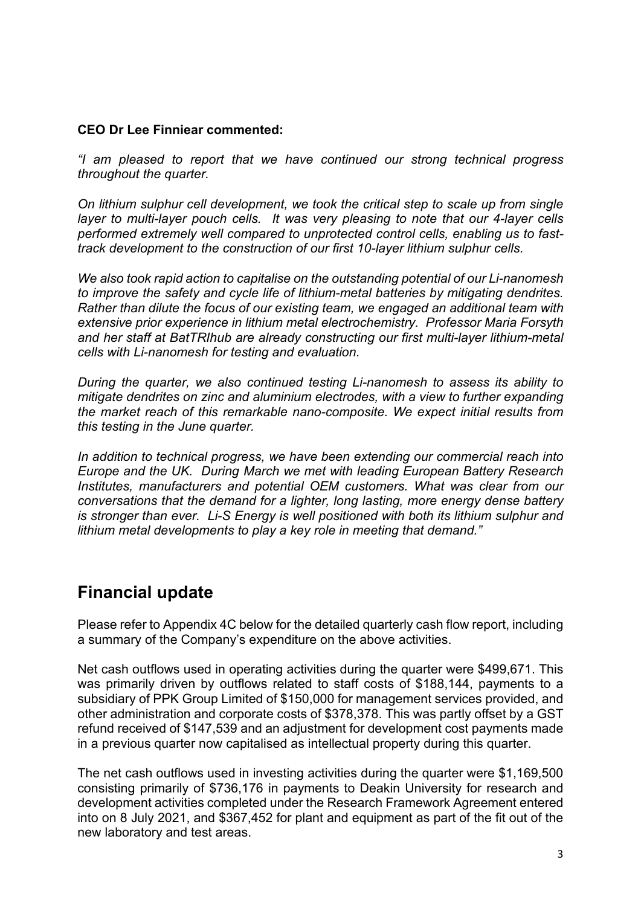**CEO Dr Lee Finniear commented:**

*"I am pleased to report that we have continued our strong technical progress throughout the quarter.*

*On lithium sulphur cell development, we took the critical step to scale up from single layer to multi-layer pouch cells. It was very pleasing to note that our 4-layer cells performed extremely well compared to unprotected control cells, enabling us to fast-track development to the construction of our first 10-layer lithium sulphur cells.*

*We also took rapid action to capitalise on the outstanding potential of our Li-nanomesh to improve the safety and cycle life of lithium-metal batteries by mitigating dendrites. Rather than dilute the focus of our existing team, we engaged an additional team with extensive prior experience in lithium metal electrochemistry. Professor Maria Forsyth and her staff at BatTRIhub are already constructing our first multi-layer lithium-metal cells with Li-nanomesh for testing and evaluation.*

*During the quarter, we also continued testing Li-nanomesh to assess its ability to mitigate dendrites on zinc and aluminium electrodes, with a view to further expanding the market reach of this remarkable nano-composite. We expect initial results from this testing in the June quarter.*

*In addition to technical progress, we have been extending our commercial reach into Europe and the UK. During March we met with leading European Battery Research Institutes, manufacturers and potential OEM customers. What was clear from our conversations that the demand for a lighter, long lasting, more energy dense battery is stronger than ever. Li-S Energy is well positioned with both its lithium sulphur and lithium metal developments to play a key role in meeting that demand."*

## Financial update

Please refer to Appendix 4C below for the detailed quarterly cash flow report, including a summary of the Company's expenditure on the above activities.

Net cash outflows used in operating activities during the quarter were $499,671. This was primarily driven by outflows related to staff costs of $188,144, payments to a subsidiary of PPK Group Limited of $150,000 for management services provided, and other administration and corporate costs of $378,378. This was partly offset by a GST refund received of $147,539 and an adjustment for development cost payments made in a previous quarter now capitalised as intellectual property during this quarter.

The net cash outflows used in investing activities during the quarter were $1,169,500 consisting primarily of $736,176 in payments to Deakin University for research and development activities completed under the Research Framework Agreement entered into on 8 July 2021, and $367,452 for plant and equipment as part of the fit out of the new laboratory and test areas.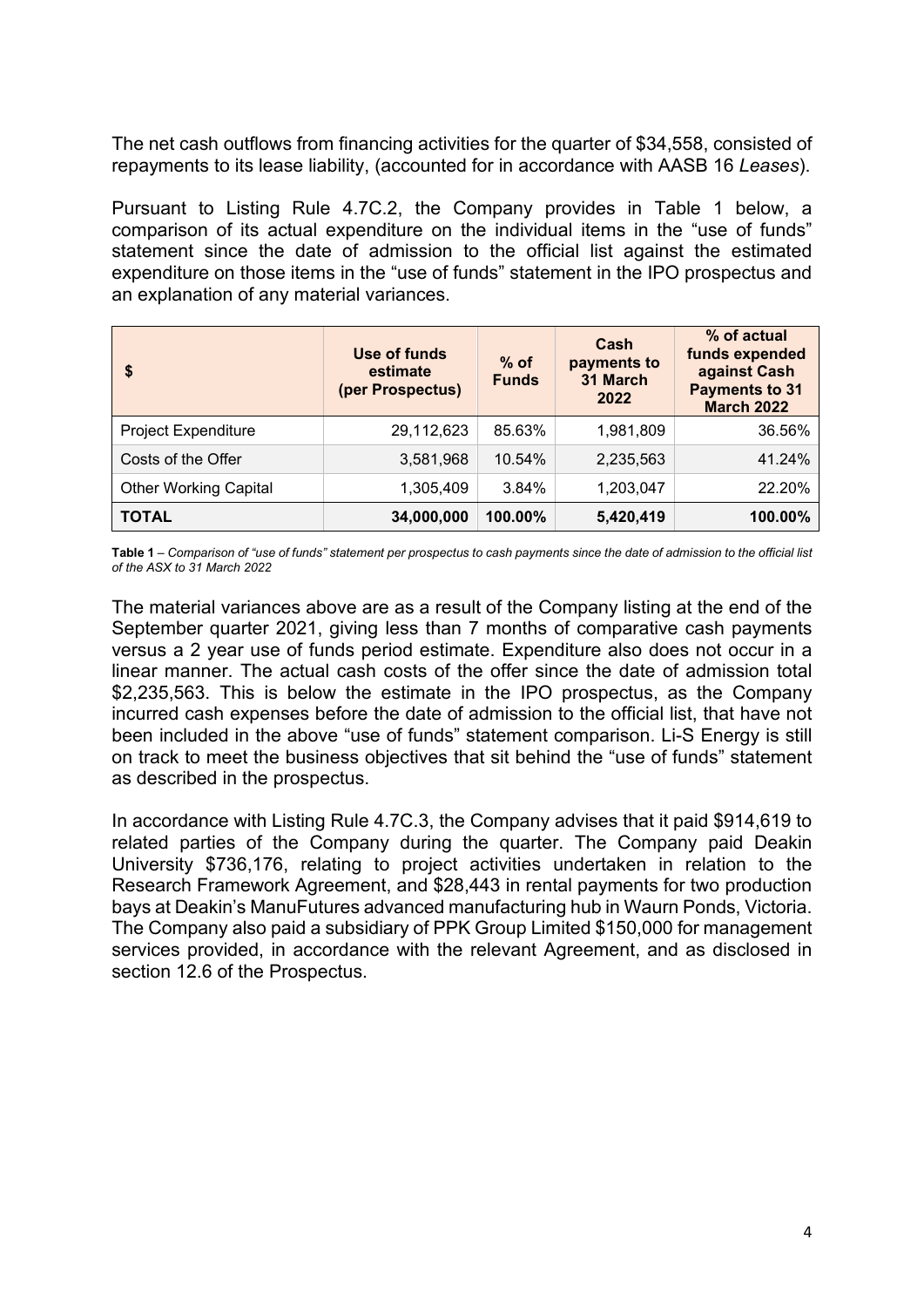The net cash outflows from financing activities for the quarter of $34,558, consisted of repayments to its lease liability, (accounted for in accordance with AASB 16 *Leases*).

Pursuant to Listing Rule 4.7C.2, the Company provides in Table 1 below, a comparison of its actual expenditure on the individual items in the "use of funds" statement since the date of admission to the official list against the estimated expenditure on those items in the "use of funds" statement in the IPO prospectus and an explanation of any material variances.

| $ | Use of funds estimate (per Prospectus) | % of Funds | Cash payments to 31 March 2022 | % of actual funds expended against Cash Payments to 31 March 2022 |
|---|---|---|---|---|
| Project Expenditure | 29,112,623 | 85.63% | 1,981,809 | 36.56% |
| Costs of the Offer | 3,581,968 | 10.54% | 2,235,563 | 41.24% |
| Other Working Capital | 1,305,409 | 3.84% | 1,203,047 | 22.20% |
| **TOTAL** | **34,000,000** | **100.00%** | **5,420,419** | **100.00%** |

**Table 1** – *Comparison of "use of funds" statement per prospectus to cash payments since the date of admission to the official list of the ASX to 31 March 2022*

The material variances above are as a result of the Company listing at the end of the September quarter 2021, giving less than 7 months of comparative cash payments versus a 2 year use of funds period estimate. Expenditure also does not occur in a linear manner. The actual cash costs of the offer since the date of admission total $2,235,563. This is below the estimate in the IPO prospectus, as the Company incurred cash expenses before the date of admission to the official list, that have not been included in the above "use of funds" statement comparison. Li-S Energy is still on track to meet the business objectives that sit behind the "use of funds" statement as described in the prospectus.

In accordance with Listing Rule 4.7C.3, the Company advises that it paid $914,619 to related parties of the Company during the quarter. The Company paid Deakin University $736,176, relating to project activities undertaken in relation to the Research Framework Agreement, and $28,443 in rental payments for two production bays at Deakin's ManuFutures advanced manufacturing hub in Waurn Ponds, Victoria. The Company also paid a subsidiary of PPK Group Limited $150,000 for management services provided, in accordance with the relevant Agreement, and as disclosed in section 12.6 of the Prospectus.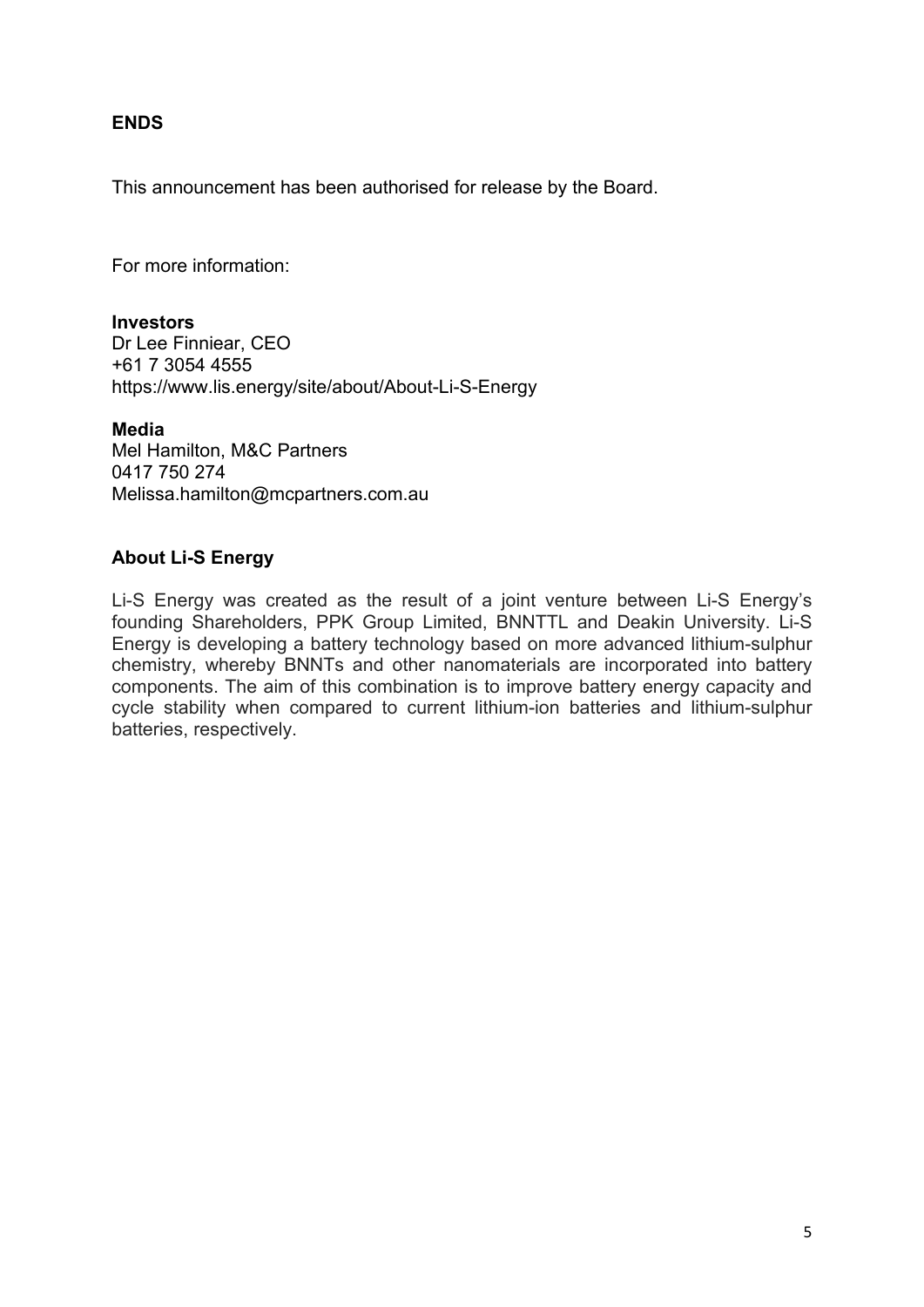**ENDS**

This announcement has been authorised for release by the Board.

For more information:

**Investors**
Dr Lee Finniear, CEO
+61 7 3054 4555
https://www.lis.energy/site/about/About-Li-S-Energy

**Media**
Mel Hamilton, M&C Partners
0417 750 274
Melissa.hamilton@mcpartners.com.au

**About Li-S Energy**

Li-S Energy was created as the result of a joint venture between Li-S Energy's founding Shareholders, PPK Group Limited, BNNTTL and Deakin University. Li-S Energy is developing a battery technology based on more advanced lithium-sulphur chemistry, whereby BNNTs and other nanomaterials are incorporated into battery components. The aim of this combination is to improve battery energy capacity and cycle stability when compared to current lithium-ion batteries and lithium-sulphur batteries, respectively.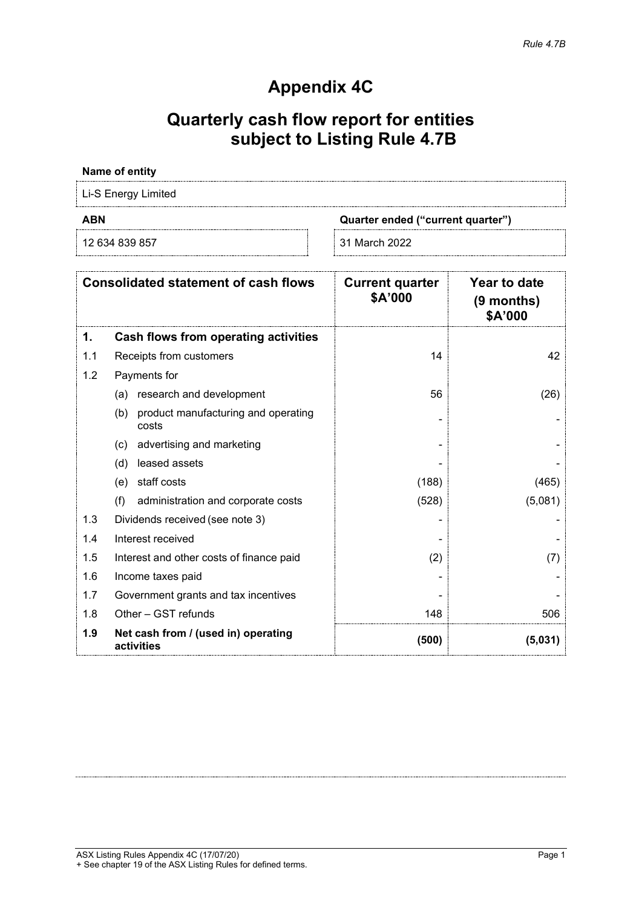*Rule 4.7B*

# Appendix 4C

## Quarterly cash flow report for entities subject to Listing Rule 4.7B

| **Name of entity** | |
|---|---|
| Li-S Energy Limited | |
| **ABN** | **Quarter ended ("current quarter")** |
| 12 634 839 857 | 31 March 2022 |

| | **Consolidated statement of cash flows** | **Current quarter $A'000** | **Year to date (9 months) $A'000** |
|---|---|---|---|
| **1.** | **Cash flows from operating activities** | | |
| 1.1 | Receipts from customers | 14 | 42 |
| 1.2 | Payments for | | |
| | (a) research and development | 56 | (26) |
| | (b) product manufacturing and operating costs | - | - |
| | (c) advertising and marketing | - | - |
| | (d) leased assets | - | - |
| | (e) staff costs | (188) | (465) |
| | (f) administration and corporate costs | (528) | (5,081) |
| 1.3 | Dividends received (see note 3) | - | - |
| 1.4 | Interest received | - | - |
| 1.5 | Interest and other costs of finance paid | (2) | (7) |
| 1.6 | Income taxes paid | - | - |
| 1.7 | Government grants and tax incentives | - | - |
| 1.8 | Other – GST refunds | 148 | 506 |
| **1.9** | **Net cash from / (used in) operating activities** | **(500)** | **(5,031)** |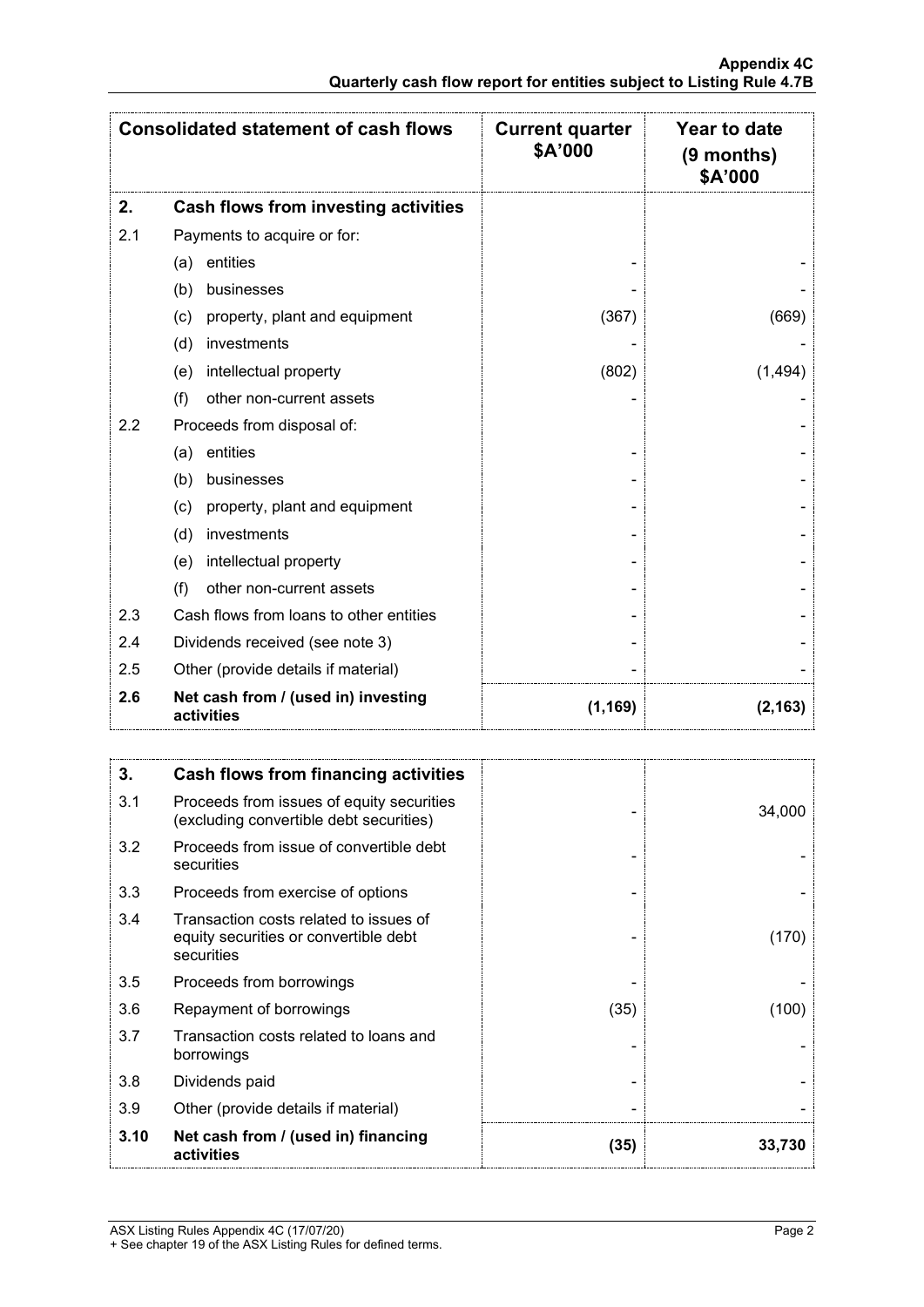| Consolidated statement of cash flows | | Current quarter $A'000 | Year to date (9 months) $A'000 |
|---|---|---|---|
| **2.** | **Cash flows from investing activities** | | |
| 2.1 | Payments to acquire or for: | | |
| | (a) entities | - | - |
| | (b) businesses | - | - |
| | (c) property, plant and equipment | (367) | (669) |
| | (d) investments | - | - |
| | (e) intellectual property | (802) | (1,494) |
| | (f) other non-current assets | - | - |
| 2.2 | Proceeds from disposal of: | | - |
| | (a) entities | - | - |
| | (b) businesses | - | - |
| | (c) property, plant and equipment | - | - |
| | (d) investments | - | - |
| | (e) intellectual property | - | - |
| | (f) other non-current assets | - | - |
| 2.3 | Cash flows from loans to other entities | - | - |
| 2.4 | Dividends received (see note 3) | - | - |
| 2.5 | Other (provide details if material) | - | - |
| **2.6** | **Net cash from / (used in) investing activities** | **(1,169)** | **(2,163)** |

| | | | |
|---|---|---|---|
| **3.** | **Cash flows from financing activities** | | |
| 3.1 | Proceeds from issues of equity securities (excluding convertible debt securities) | - | 34,000 |
| 3.2 | Proceeds from issue of convertible debt securities | - | - |
| 3.3 | Proceeds from exercise of options | - | - |
| 3.4 | Transaction costs related to issues of equity securities or convertible debt securities | - | (170) |
| 3.5 | Proceeds from borrowings | - | - |
| 3.6 | Repayment of borrowings | (35) | (100) |
| 3.7 | Transaction costs related to loans and borrowings | - | - |
| 3.8 | Dividends paid | - | - |
| 3.9 | Other (provide details if material) | - | - |
| **3.10** | **Net cash from / (used in) financing activities** | **(35)** | **33,730** |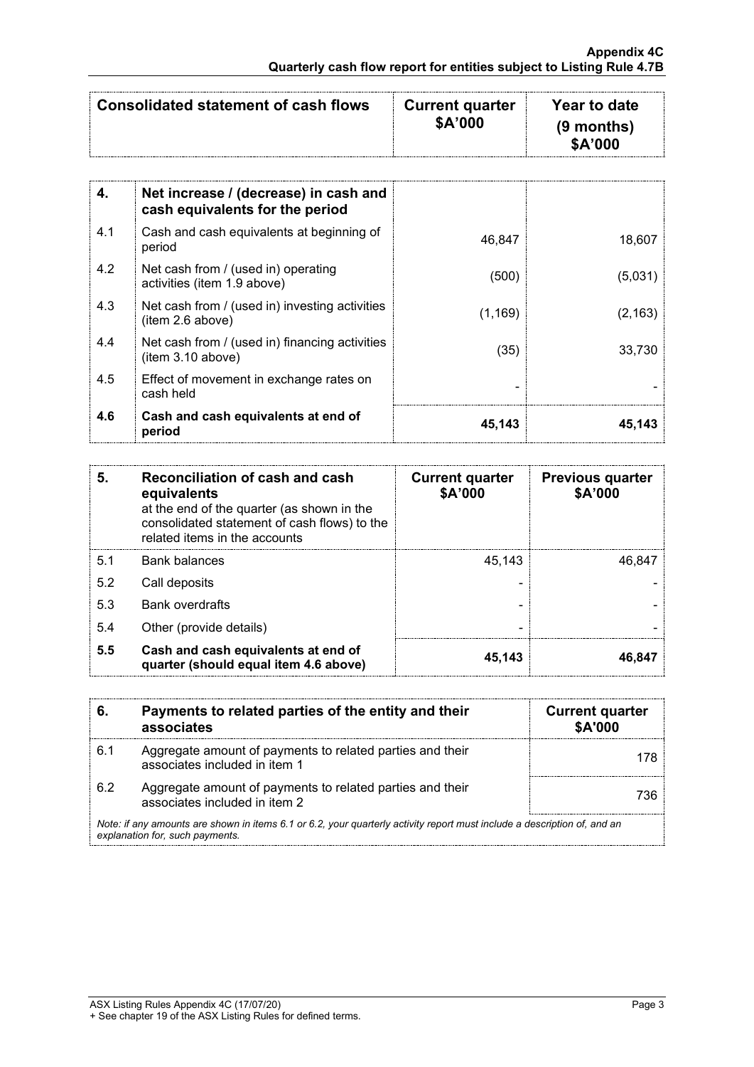| Consolidated statement of cash flows | | Current quarter $A'000 | Year to date (9 months) $A'000 |
|---|---|---|---|
| **4.** | **Net increase / (decrease) in cash and cash equivalents for the period** | | |
| 4.1 | Cash and cash equivalents at beginning of period | 46,847 | 18,607 |
| 4.2 | Net cash from / (used in) operating activities (item 1.9 above) | (500) | (5,031) |
| 4.3 | Net cash from / (used in) investing activities (item 2.6 above) | (1,169) | (2,163) |
| 4.4 | Net cash from / (used in) financing activities (item 3.10 above) | (35) | 33,730 |
| 4.5 | Effect of movement in exchange rates on cash held | - | - |
| **4.6** | **Cash and cash equivalents at end of period** | **45,143** | **45,143** |

| **5.** | **Reconciliation of cash and cash equivalents** at the end of the quarter (as shown in the consolidated statement of cash flows) to the related items in the accounts | **Current quarter $A'000** | **Previous quarter $A'000** |
|---|---|---|---|
| 5.1 | Bank balances | 45,143 | 46,847 |
| 5.2 | Call deposits | - | - |
| 5.3 | Bank overdrafts | - | - |
| 5.4 | Other (provide details) | - | - |
| **5.5** | **Cash and cash equivalents at end of quarter (should equal item 4.6 above)** | **45,143** | **46,847** |

| **6.** | **Payments to related parties of the entity and their associates** | **Current quarter $A'000** |
|---|---|---|
| 6.1 | Aggregate amount of payments to related parties and their associates included in item 1 | 178 |
| 6.2 | Aggregate amount of payments to related parties and their associates included in item 2 | 736 |

*Note: if any amounts are shown in items 6.1 or 6.2, your quarterly activity report must include a description of, and an explanation for, such payments.*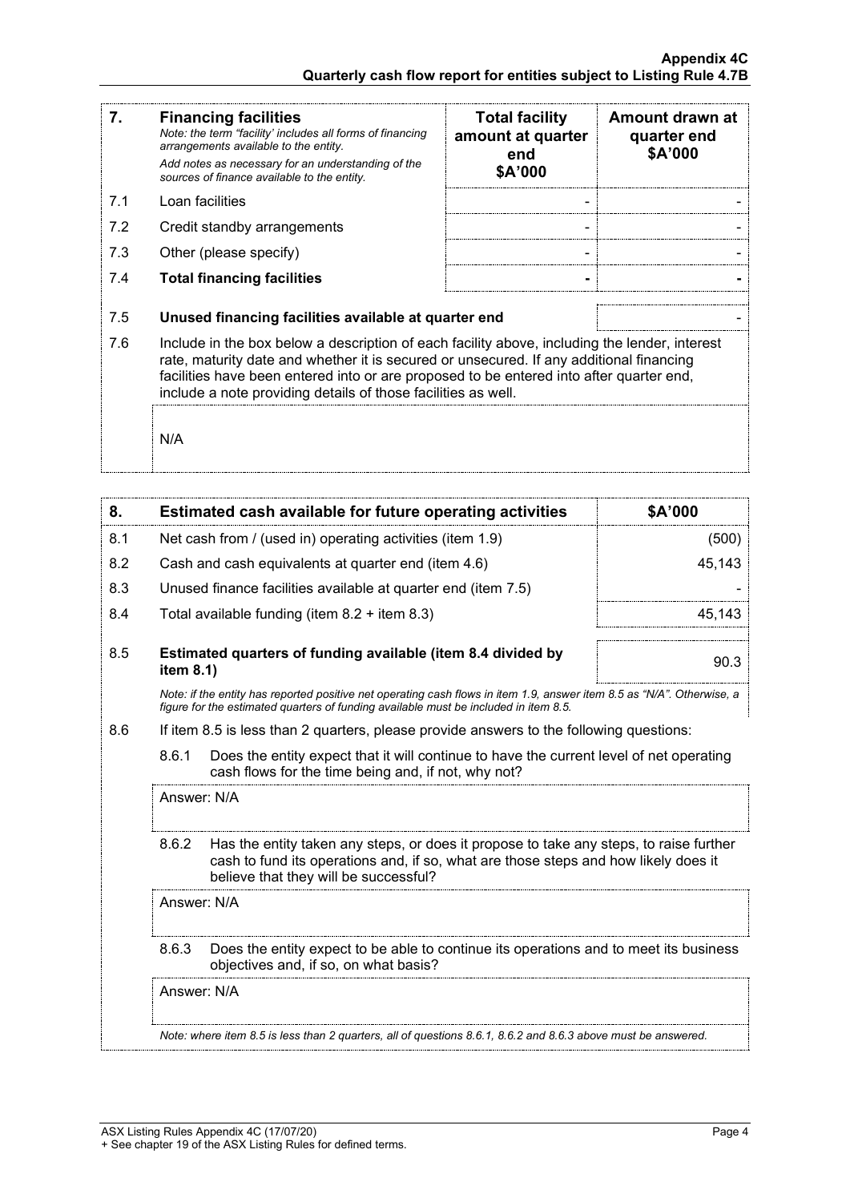| 7. | **Financing facilities**<br>*Note: the term "facility' includes all forms of financing arrangements available to the entity.*<br>*Add notes as necessary for an understanding of the sources of finance available to the entity.* | **Total facility amount at quarter end**<br>**\$A'000** | **Amount drawn at quarter end**<br>**\$A'000** |
|---|---|---|---|
| 7.1 | Loan facilities | - | - |
| 7.2 | Credit standby arrangements | - | - |
| 7.3 | Other (please specify) | - | - |
| 7.4 | **Total financing facilities** | **-** | **-** |

| | | |
|---|---|---|
| 7.5 | **Unused financing facilities available at quarter end** | - |

7.6 Include in the box below a description of each facility above, including the lender, interest rate, maturity date and whether it is secured or unsecured. If any additional financing facilities have been entered into or are proposed to be entered into after quarter end, include a note providing details of those facilities as well.

N/A

| 8. | **Estimated cash available for future operating activities** | **\$A'000** |
|---|---|---|
| 8.1 | Net cash from / (used in) operating activities (item 1.9) | (500) |
| 8.2 | Cash and cash equivalents at quarter end (item 4.6) | 45,143 |
| 8.3 | Unused finance facilities available at quarter end (item 7.5) | - |
| 8.4 | Total available funding (item 8.2 + item 8.3) | 45,143 |
| 8.5 | **Estimated quarters of funding available (item 8.4 divided by item 8.1)** | 90.3 |

*Note: if the entity has reported positive net operating cash flows in item 1.9, answer item 8.5 as "N/A". Otherwise, a figure for the estimated quarters of funding available must be included in item 8.5.*

8.6 If item 8.5 is less than 2 quarters, please provide answers to the following questions:

8.6.1 Does the entity expect that it will continue to have the current level of net operating cash flows for the time being and, if not, why not?

Answer: N/A

8.6.2 Has the entity taken any steps, or does it propose to take any steps, to raise further cash to fund its operations and, if so, what are those steps and how likely does it believe that they will be successful?

Answer: N/A

8.6.3 Does the entity expect to be able to continue its operations and to meet its business objectives and, if so, on what basis?

Answer: N/A

*Note: where item 8.5 is less than 2 quarters, all of questions 8.6.1, 8.6.2 and 8.6.3 above must be answered.*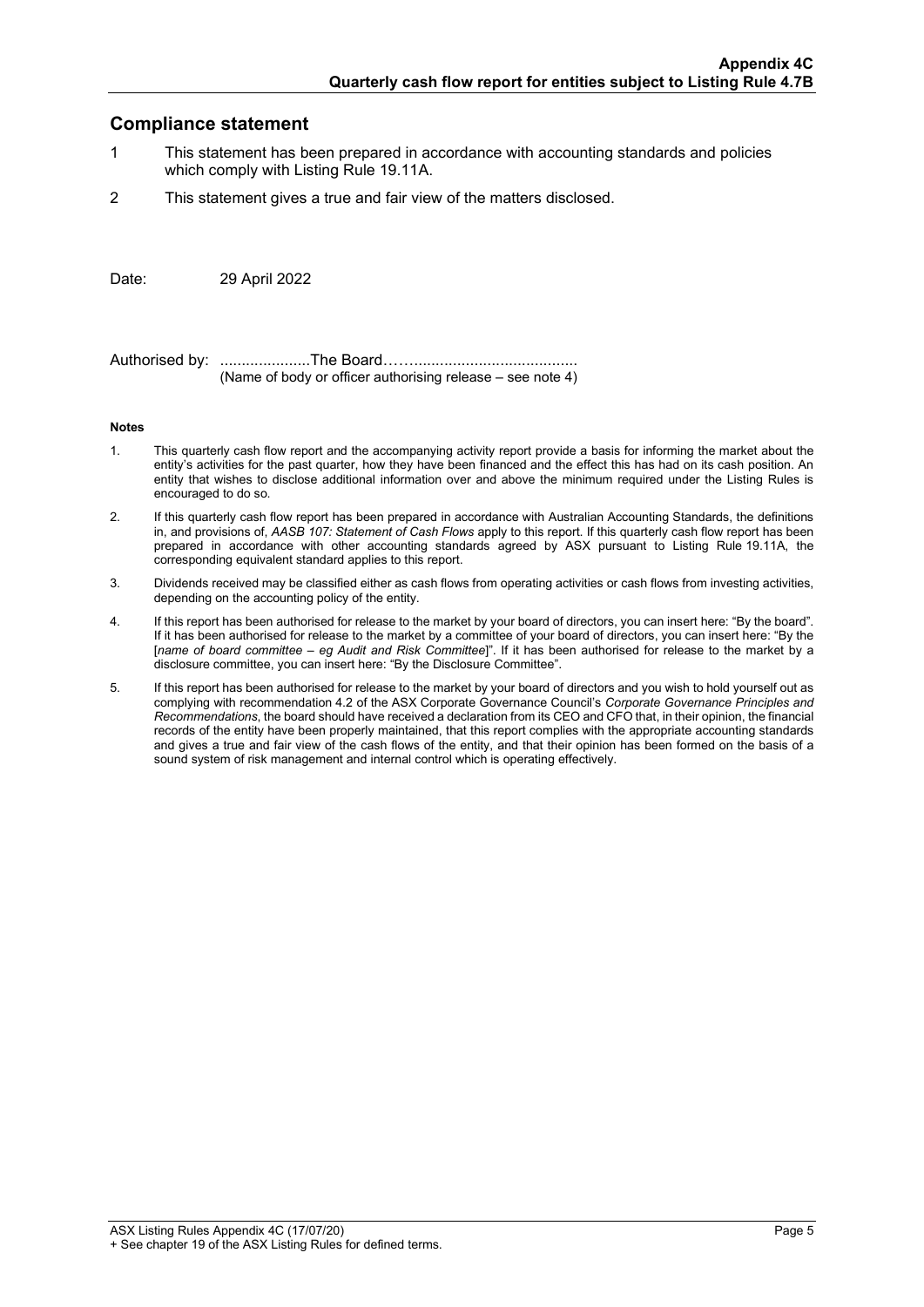## Compliance statement

1. This statement has been prepared in accordance with accounting standards and policies which comply with Listing Rule 19.11A.
2. This statement gives a true and fair view of the matters disclosed.

Date: 29 April 2022

Authorised by: ....................The Board……......................................
(Name of body or officer authorising release – see note 4)

**Notes**

1. This quarterly cash flow report and the accompanying activity report provide a basis for informing the market about the entity's activities for the past quarter, how they have been financed and the effect this has had on its cash position. An entity that wishes to disclose additional information over and above the minimum required under the Listing Rules is encouraged to do so.
2. If this quarterly cash flow report has been prepared in accordance with Australian Accounting Standards, the definitions in, and provisions of, *AASB 107: Statement of Cash Flows* apply to this report. If this quarterly cash flow report has been prepared in accordance with other accounting standards agreed by ASX pursuant to Listing Rule 19.11A, the corresponding equivalent standard applies to this report.
3. Dividends received may be classified either as cash flows from operating activities or cash flows from investing activities, depending on the accounting policy of the entity.
4. If this report has been authorised for release to the market by your board of directors, you can insert here: "By the board". If it has been authorised for release to the market by a committee of your board of directors, you can insert here: "By the [*name of board committee – eg Audit and Risk Committee*]". If it has been authorised for release to the market by a disclosure committee, you can insert here: "By the Disclosure Committee".
5. If this report has been authorised for release to the market by your board of directors and you wish to hold yourself out as complying with recommendation 4.2 of the ASX Corporate Governance Council's *Corporate Governance Principles and Recommendations*, the board should have received a declaration from its CEO and CFO that, in their opinion, the financial records of the entity have been properly maintained, that this report complies with the appropriate accounting standards and gives a true and fair view of the cash flows of the entity, and that their opinion has been formed on the basis of a sound system of risk management and internal control which is operating effectively.